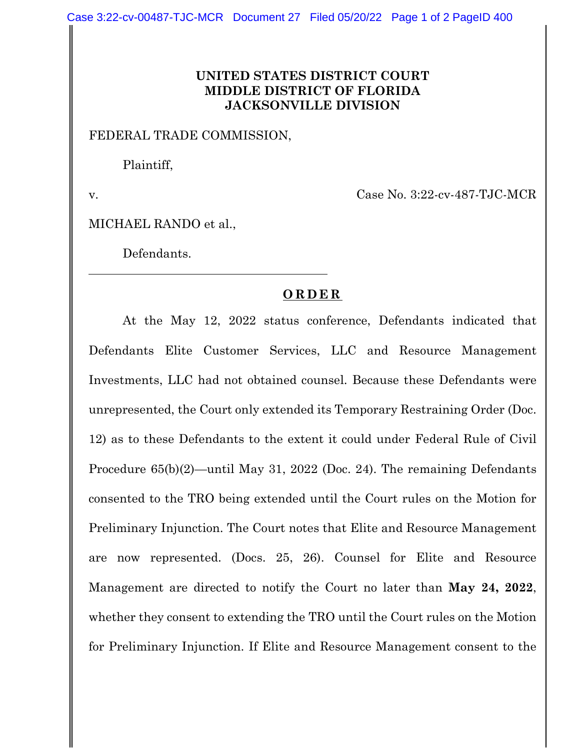**UNITED STATES DISTRICT COURT**
**MIDDLE DISTRICT OF FLORIDA**
**JACKSONVILLE DIVISION**

FEDERAL TRADE COMMISSION,

Plaintiff,

v. Case No. 3:22-cv-487-TJC-MCR

MICHAEL RANDO et al.,

Defendants.

---

**O R D E R**

At the May 12, 2022 status conference, Defendants indicated that Defendants Elite Customer Services, LLC and Resource Management Investments, LLC had not obtained counsel. Because these Defendants were unrepresented, the Court only extended its Temporary Restraining Order (Doc. 12) as to these Defendants to the extent it could under Federal Rule of Civil Procedure 65(b)(2)—until May 31, 2022 (Doc. 24). The remaining Defendants consented to the TRO being extended until the Court rules on the Motion for Preliminary Injunction. The Court notes that Elite and Resource Management are now represented. (Docs. 25, 26). Counsel for Elite and Resource Management are directed to notify the Court no later than **May 24, 2022**, whether they consent to extending the TRO until the Court rules on the Motion for Preliminary Injunction. If Elite and Resource Management consent to the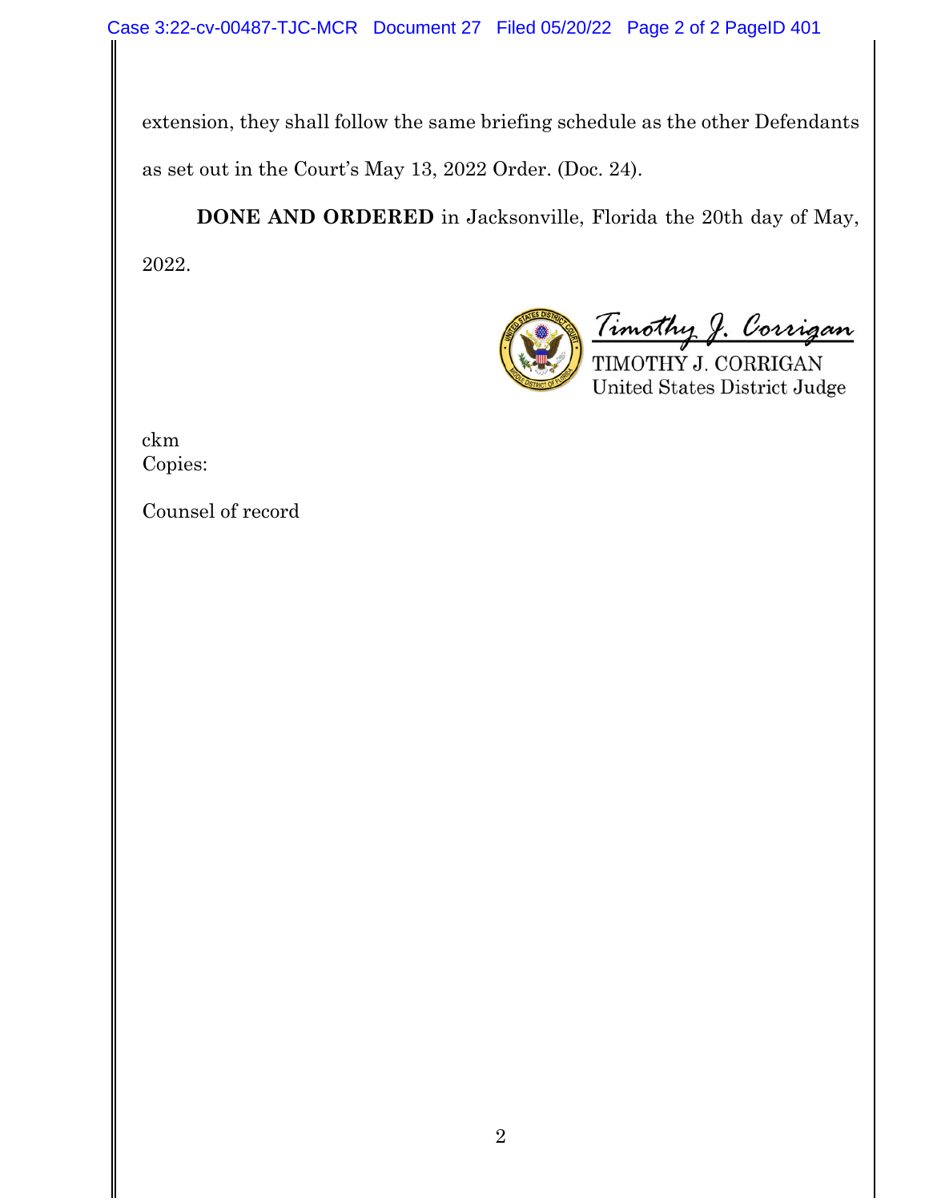extension, they shall follow the same briefing schedule as the other Defendants as set out in the Court's May 13, 2022 Order. (Doc. 24).

**DONE AND ORDERED** in Jacksonville, Florida the 20th day of May, 2022.

*Timothy J. Corrigan*
TIMOTHY J. CORRIGAN
United States District Judge

ckm
Copies:

Counsel of record